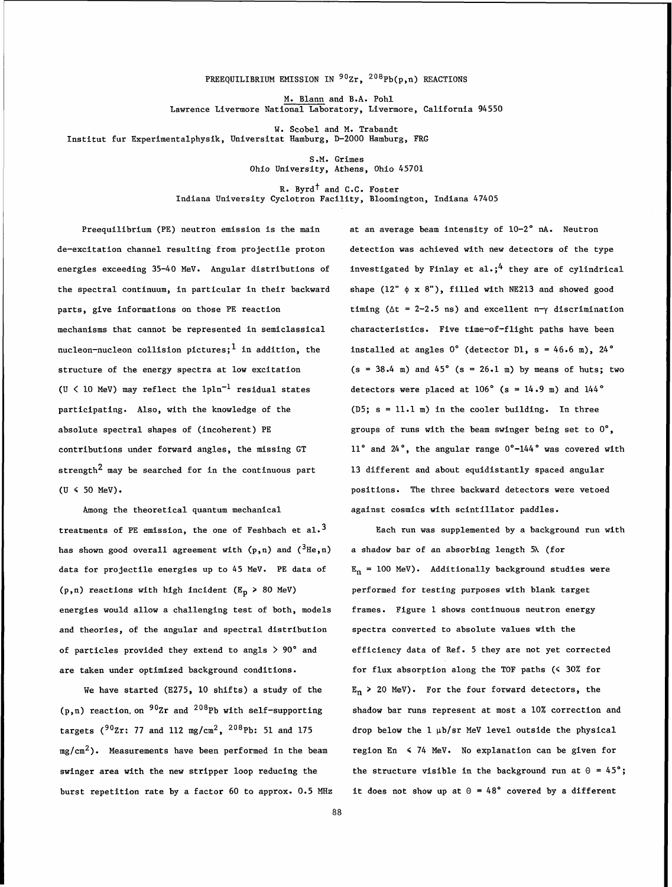# PREEQUILIBRIUM EMISSION IN $^{90}$Zr, $^{208}$Pb(p,n) REACTIONS

M. Blann and B.A. Pohl
Lawrence Livermore National Laboratory, Livermore, California 94550

W. Scobel and M. Trabandt
Institut fur Experimentalphysik, Universitat Hamburg, D-2000 Hamburg, FRG

S.M. Grimes
Ohio University, Athens, Ohio 45701

R. Byrd† and C.C. Foster
Indiana University Cyclotron Facility, Bloomington, Indiana 47405

Preequilibrium (PE) neutron emission is the main de-excitation channel resulting from projectile proton energies exceeding 35-40 MeV. Angular distributions of the spectral continuum, in particular in their backward parts, give informations on those PE reaction mechanisms that cannot be represented in semiclassical nucleon-nucleon collision pictures;[1] in addition, the structure of the energy spectra at low excitation ($U < 10$ MeV) may reflect the $1p1n^{-1}$ residual states participating. Also, with the knowledge of the absolute spectral shapes of (incoherent) PE contributions under forward angles, the missing GT strength[2] may be searched for in the continuous part ($U \leq 50$ MeV).

Among the theoretical quantum mechanical treatments of PE emission, the one of Feshbach et al.[3] has shown good overall agreement with (p,n) and ($^3$He,n) data for projectile energies up to 45 MeV. PE data of (p,n) reactions with high incident ($E_p > 80$ MeV) energies would allow a challenging test of both, models and theories, of the angular and spectral distribution of particles provided they extend to angls > 90° and are taken under optimized background conditions.

We have started (E275, 10 shifts) a study of the (p,n) reaction on $^{90}$Zr and $^{208}$Pb with self-supporting targets ($^{90}$Zr: 77 and 112 mg/cm$^2$, $^{208}$Pb: 51 and 175 mg/cm$^2$). Measurements have been performed in the beam swinger area with the new stripper loop reducing the burst repetition rate by a factor 60 to approx. 0.5 MHz at an average beam intensity of 10-20 nA. Neutron detection was achieved with new detectors of the type investigated by Finlay et al.;[4] they are of cylindrical shape (12" ϕ x 8"), filled with NE213 and showed good timing ($\Delta t$ = 2-2.5 ns) and excellent n-γ discrimination characteristics. Five time-of-flight paths have been installed at angles 0° (detector D1, s = 46.6 m), 24° (s = 38.4 m) and 45° (s = 26.1 m) by means of huts; two detectors were placed at 106° (s = 14.9 m) and 144° (D5; s = 11.1 m) in the cooler building. In three groups of runs with the beam swinger being set to 0°, 11° and 24°, the angular range 0°-144° was covered with 13 different and about equidistantly spaced angular positions. The three backward detectors were vetoed against cosmics with scintillator paddles.

Each run was supplemented by a background run with a shadow bar of an absorbing length 5λ (for $E_n$ = 100 MeV). Additionally background studies were performed for testing purposes with blank target frames. Figure 1 shows continuous neutron energy spectra converted to absolute values with the efficiency data of Ref. 5 they are not yet corrected for flux absorption along the TOF paths (≤ 30% for $E_n$ > 20 MeV). For the four forward detectors, the shadow bar runs represent at most a 10% correction and drop below the 1 μb/sr MeV level outside the physical region $E_n \leq 74$ MeV. No explanation can be given for the structure visible in the background run at $\Theta$ = 45°; it does not show up at $\Theta$ = 48° covered by a different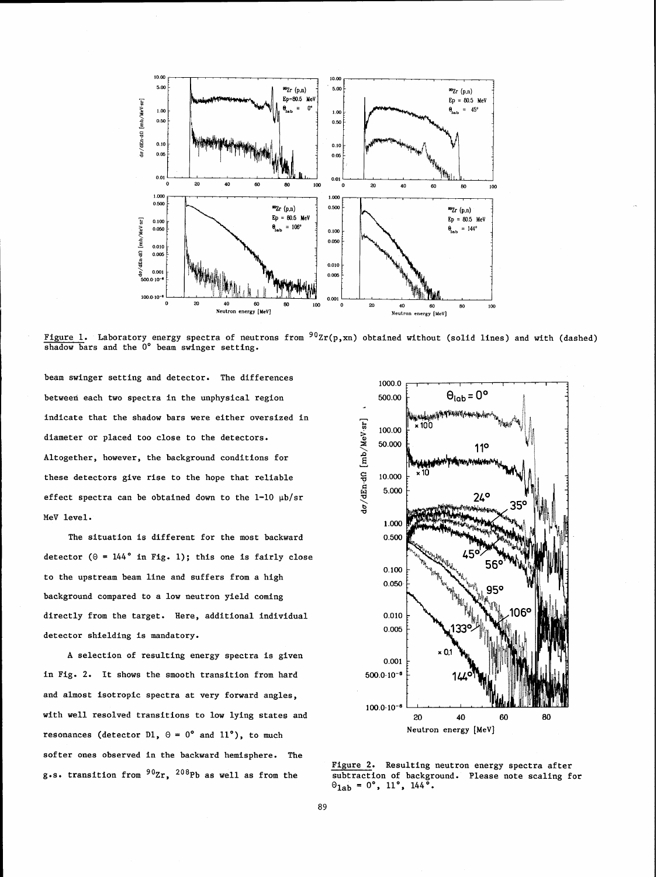Figure 1. Laboratory energy spectra of neutrons from $^{90}Zr(p,xn)$ obtained without (solid lines) and with (dashed) shadow bars and the 0° beam swinger setting.

beam swinger setting and detector. The differences between each two spectra in the unphysical region indicate that the shadow bars were either oversized in diameter or placed too close to the detectors. Altogether, however, the background conditions for these detectors give rise to the hope that reliable effect spectra can be obtained down to the 1-10 μb/sr MeV level.

The situation is different for the most backward detector ($\Theta$ = 144° in Fig. 1); this one is fairly close to the upstream beam line and suffers from a high background compared to a low neutron yield coming directly from the target. Here, additional individual detector shielding is mandatory.

A selection of resulting energy spectra is given in Fig. 2. It shows the smooth transition from hard and almost isotropic spectra at very forward angles, with well resolved transitions to low lying states and resonances (detector D1, $\Theta$ = 0° and 11°), to much softer ones observed in the backward hemisphere. The g.s. transition from $^{90}Zr$, $^{208}Pb$ as well as from the

Figure 2. Resulting neutron energy spectra after subtraction of background. Please note scaling for $\Theta_{lab}$ = 0°, 11°, 144°.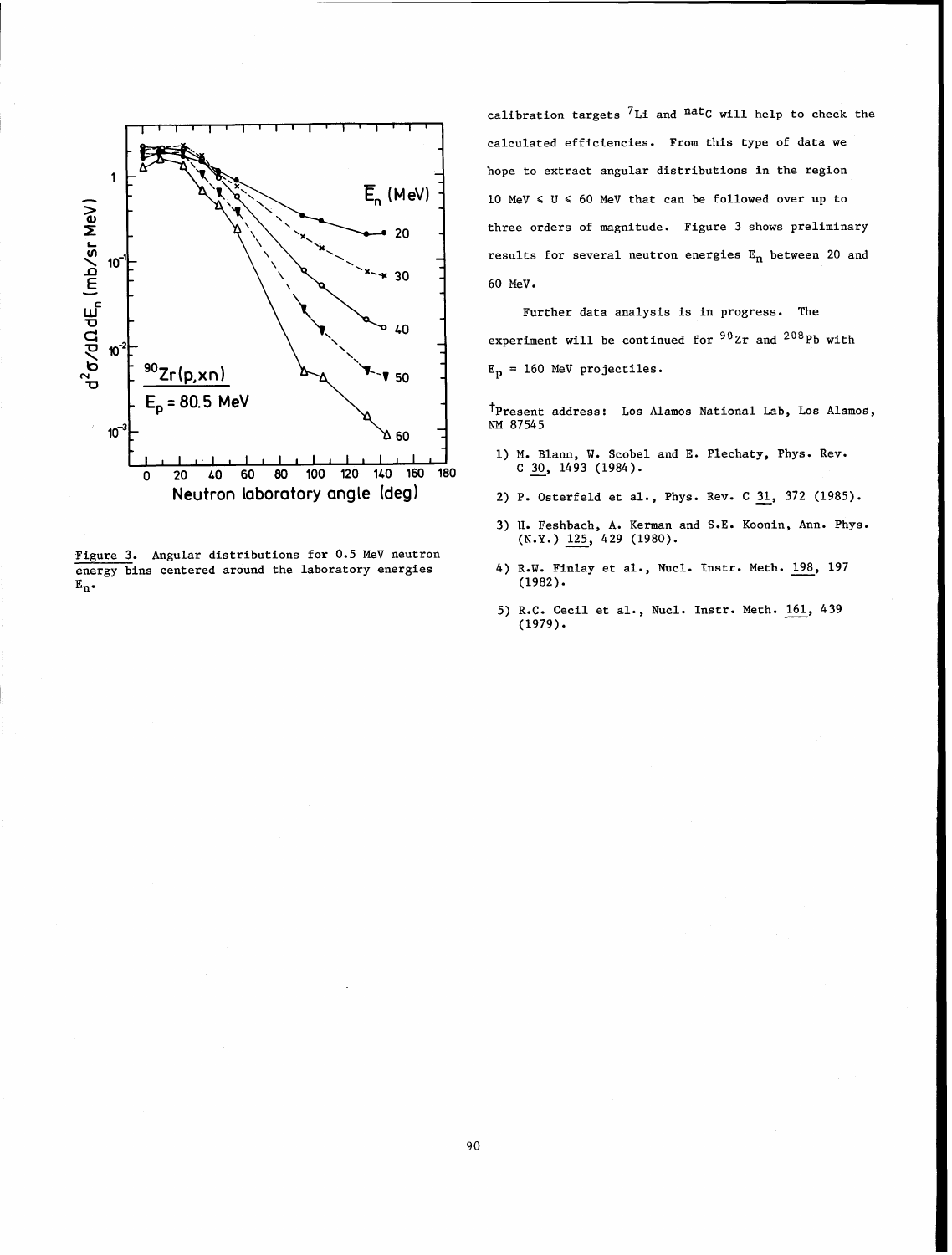$\bar{E}_n$ (MeV)

20

30

40

50

60

$d^2\sigma/d\Omega dE_n$ (mb/sr MeV)

1

$10^{-1}$

$10^{-2}$

$10^{-3}$

$^{90}Zr(p,xn)$

$E_p = 80.5$ MeV

0 20 40 60 80 100 120 140 160 180

Neutron laboratory angle (deg)

Figure 3. Angular distributions for 0.5 MeV neutron energy bins centered around the laboratory energies $E_n$.

calibration targets $^{7}Li$ and $^{nat}C$ will help to check the calculated efficiencies. From this type of data we hope to extract angular distributions in the region 10 MeV $\leq U \leq$ 60 MeV that can be followed over up to three orders of magnitude. Figure 3 shows preliminary results for several neutron energies $E_n$ between 20 and 60 MeV.

Further data analysis is in progress. The experiment will be continued for $^{90}Zr$ and $^{208}Pb$ with $E_p$ = 160 MeV projectiles.

†Present address: Los Alamos National Lab, Los Alamos, NM 87545

1) M. Blann, W. Scobel and E. Plechaty, Phys. Rev. C 30, 1493 (1984).

2) P. Osterfeld et al., Phys. Rev. C 31, 372 (1985).

3) H. Feshbach, A. Kerman and S.E. Koonin, Ann. Phys. (N.Y.) 125, 429 (1980).

4) R.W. Finlay et al., Nucl. Instr. Meth. 198, 197 (1982).

5) R.C. Cecil et al., Nucl. Instr. Meth. 161, 439 (1979).